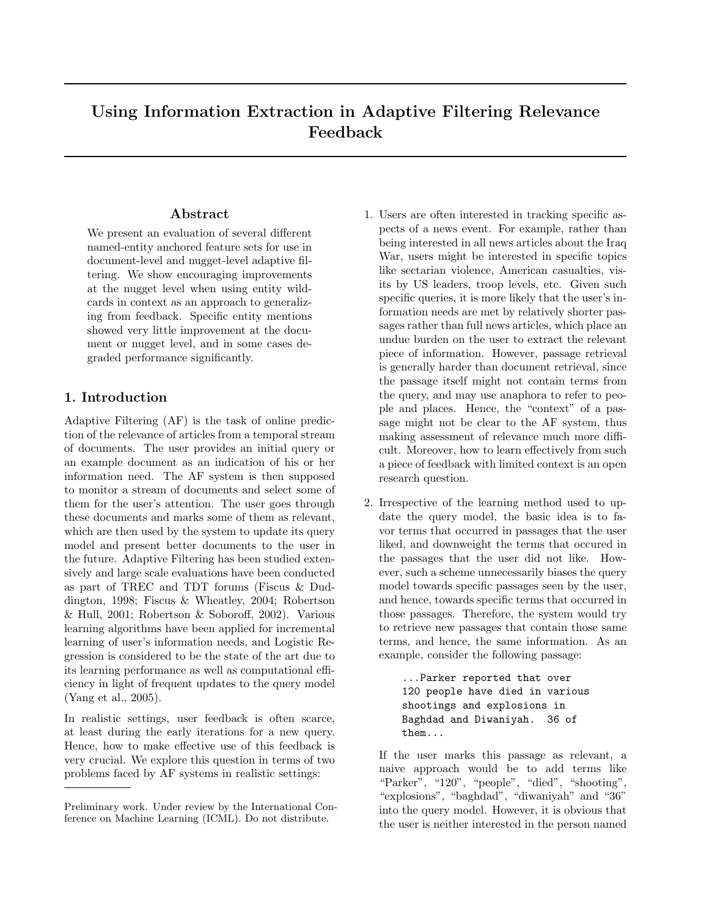# Using Information Extraction in Adaptive Filtering Relevance Feedback

## Abstract

We present an evaluation of several different named-entity anchored feature sets for use in document-level and nugget-level adaptive filtering. We show encouraging improvements at the nugget level when using entity wildcards in context as an approach to generalizing from feedback. Specific entity mentions showed very little improvement at the document or nugget level, and in some cases degraded performance significantly.

## 1. Introduction

Adaptive Filtering (AF) is the task of online prediction of the relevance of articles from a temporal stream of documents. The user provides an initial query or an example document as an indication of his or her information need. The AF system is then supposed to monitor a stream of documents and select some of them for the user's attention. The user goes through these documents and marks some of them as relevant, which are then used by the system to update its query model and present better documents to the user in the future. Adaptive Filtering has been studied extensively and large scale evaluations have been conducted as part of TREC and TDT forums (Fiscus & Duddington, 1998; Fiscus & Wheatley, 2004; Robertson & Hull, 2001; Robertson & Soboroff, 2002). Various learning algorithms have been applied for incremental learning of user's information needs, and Logistic Regression is considered to be the state of the art due to its learning performance as well as computational efficiency in light of frequent updates to the query model (Yang et al., 2005).

In realistic settings, user feedback is often scarce, at least during the early iterations for a new query. Hence, how to make effective use of this feedback is very crucial. We explore this question in terms of two problems faced by AF systems in realistic settings:

1. Users are often interested in tracking specific aspects of a news event. For example, rather than being interested in all news articles about the Iraq War, users might be interested in specific topics like sectarian violence, American casualties, visits by US leaders, troop levels, etc. Given such specific queries, it is more likely that the user's information needs are met by relatively shorter passages rather than full news articles, which place an undue burden on the user to extract the relevant piece of information. However, passage retrieval is generally harder than document retrieval, since the passage itself might not contain terms from the query, and may use anaphora to refer to people and places. Hence, the "context" of a passage might not be clear to the AF system, thus making assessment of relevance much more difficult. Moreover, how to learn effectively from such a piece of feedback with limited context is an open research question.

2. Irrespective of the learning method used to update the query model, the basic idea is to favor terms that occurred in passages that the user liked, and downweight the terms that occured in the passages that the user did not like. However, such a scheme unnecessarily biases the query model towards specific passages seen by the user, and hence, towards specific terms that occurred in those passages. Therefore, the system would try to retrieve new passages that contain those same terms, and hence, the same information. As an example, consider the following passage:

```
...Parker reported that over
120 people have died in various
shootings and explosions in
Baghdad and Diwaniyah.  36 of
them...
```

If the user marks this passage as relevant, a naive approach would be to add terms like "Parker", "120", "people", "died", "shooting", "explosions", "baghdad", "diwaniyah" and "36" into the query model. However, it is obvious that the user is neither interested in the person named

---

Preliminary work. Under review by the International Conference on Machine Learning (ICML). Do not distribute.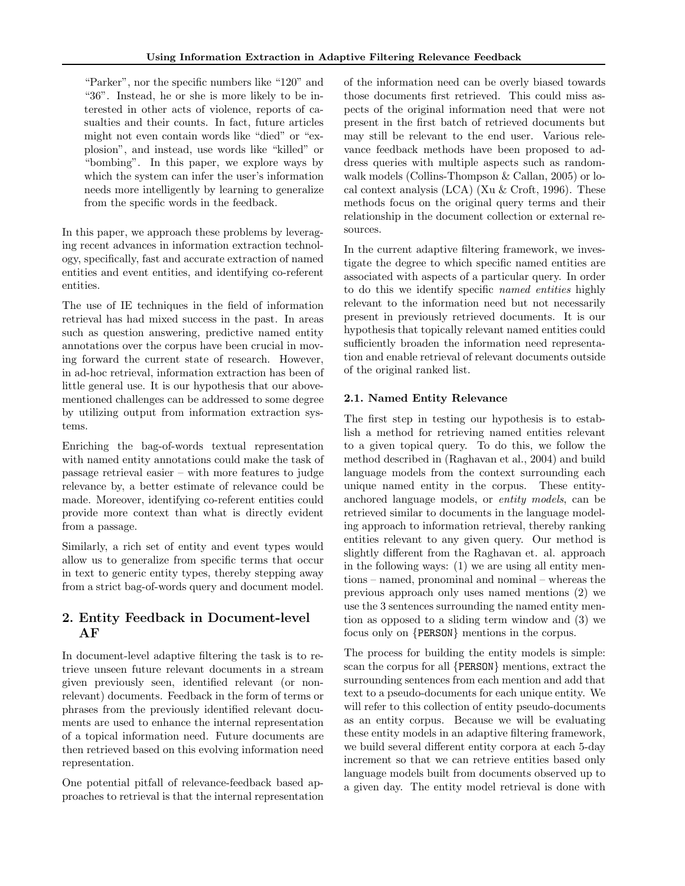> "Parker", nor the specific numbers like "120" and "36". Instead, he or she is more likely to be interested in other acts of violence, reports of casualties and their counts. In fact, future articles might not even contain words like "died" or "explosion", and instead, use words like "killed" or "bombing". In this paper, we explore ways by which the system can infer the user's information needs more intelligently by learning to generalize from the specific words in the feedback.

In this paper, we approach these problems by leveraging recent advances in information extraction technology, specifically, fast and accurate extraction of named entities and event entities, and identifying co-referent entities.

The use of IE techniques in the field of information retrieval has had mixed success in the past. In areas such as question answering, predictive named entity annotations over the corpus have been crucial in moving forward the current state of research. However, in ad-hoc retrieval, information extraction has been of little general use. It is our hypothesis that our abovementioned challenges can be addressed to some degree by utilizing output from information extraction systems.

Enriching the bag-of-words textual representation with named entity annotations could make the task of passage retrieval easier – with more features to judge relevance by, a better estimate of relevance could be made. Moreover, identifying co-referent entities could provide more context than what is directly evident from a passage.

Similarly, a rich set of entity and event types would allow us to generalize from specific terms that occur in text to generic entity types, thereby stepping away from a strict bag-of-words query and document model.

## 2. Entity Feedback in Document-level AF

In document-level adaptive filtering the task is to retrieve unseen future relevant documents in a stream given previously seen, identified relevant (or non-relevant) documents. Feedback in the form of terms or phrases from the previously identified relevant documents are used to enhance the internal representation of a topical information need. Future documents are then retrieved based on this evolving information need representation.

One potential pitfall of relevance-feedback based approaches to retrieval is that the internal representation of the information need can be overly biased towards those documents first retrieved. This could miss aspects of the original information need that were not present in the first batch of retrieved documents but may still be relevant to the end user. Various relevance feedback methods have been proposed to address queries with multiple aspects such as random-walk models (Collins-Thompson & Callan, 2005) or local context analysis (LCA) (Xu & Croft, 1996). These methods focus on the original query terms and their relationship in the document collection or external resources.

In the current adaptive filtering framework, we investigate the degree to which specific named entities are associated with aspects of a particular query. In order to do this we identify specific *named entities* highly relevant to the information need but not necessarily present in previously retrieved documents. It is our hypothesis that topically relevant named entities could sufficiently broaden the information need representation and enable retrieval of relevant documents outside of the original ranked list.

### 2.1. Named Entity Relevance

The first step in testing our hypothesis is to establish a method for retrieving named entities relevant to a given topical query. To do this, we follow the method described in (Raghavan et al., 2004) and build language models from the context surrounding each unique named entity in the corpus. These entity-anchored language models, or *entity models*, can be retrieved similar to documents in the language modeling approach to information retrieval, thereby ranking entities relevant to any given query. Our method is slightly different from the Raghavan et. al. approach in the following ways: (1) we are using all entity mentions – named, pronominal and nominal – whereas the previous approach only uses named mentions (2) we use the 3 sentences surrounding the named entity mention as opposed to a sliding term window and (3) we focus only on {PERSON} mentions in the corpus.

The process for building the entity models is simple: scan the corpus for all {PERSON} mentions, extract the surrounding sentences from each mention and add that text to a pseudo-documents for each unique entity. We will refer to this collection of entity pseudo-documents as an entity corpus. Because we will be evaluating these entity models in an adaptive filtering framework, we build several different entity corpora at each 5-day increment so that we can retrieve entities based only language models built from documents observed up to a given day. The entity model retrieval is done with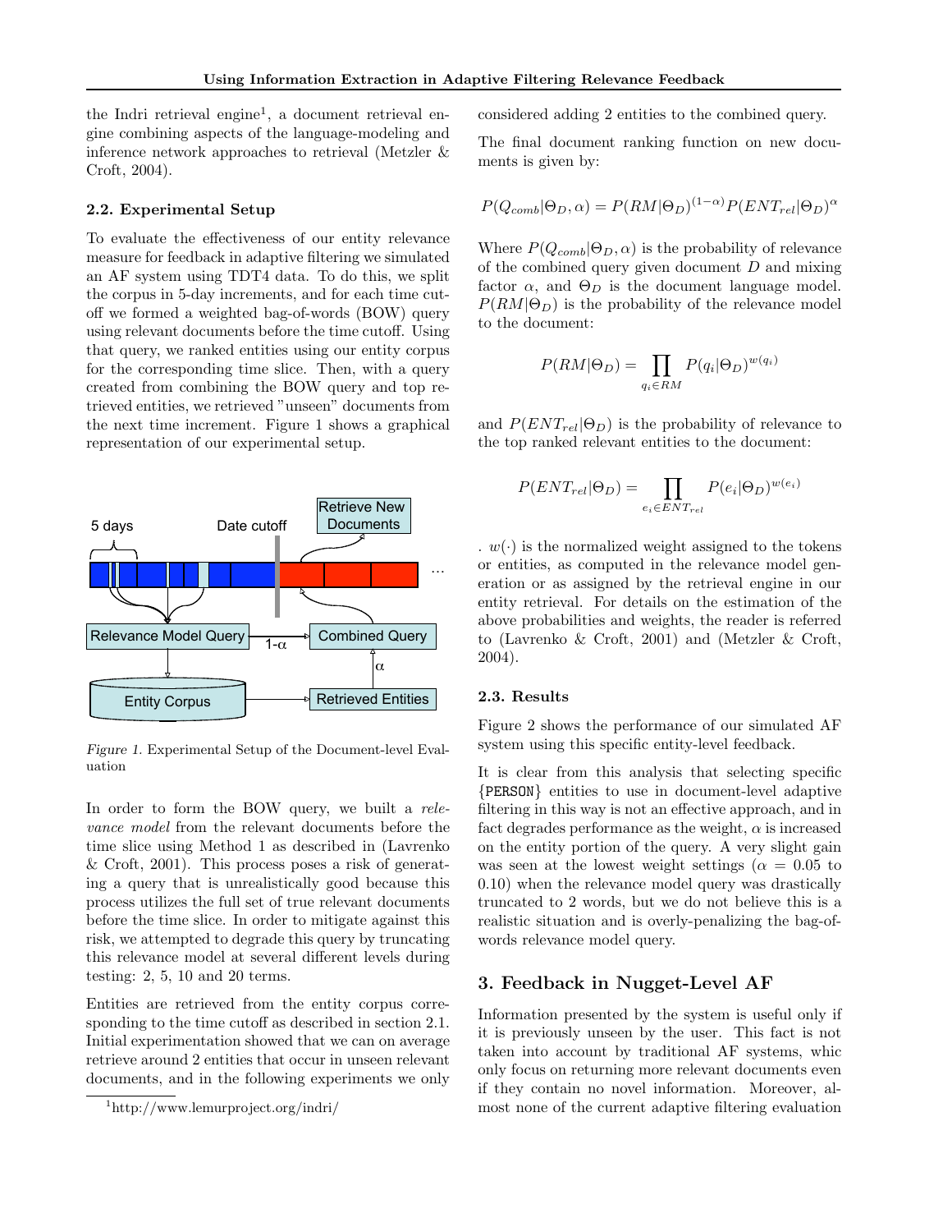the Indri retrieval engine[1], a document retrieval engine combining aspects of the language-modeling and inference network approaches to retrieval (Metzler & Croft, 2004).

### 2.2. Experimental Setup

To evaluate the effectiveness of our entity relevance measure for feedback in adaptive filtering we simulated an AF system using TDT4 data. To do this, we split the corpus in 5-day increments, and for each time cutoff we formed a weighted bag-of-words (BOW) query using relevant documents before the time cutoff. Using that query, we ranked entities using our entity corpus for the corresponding time slice. Then, with a query created from combining the BOW query and top retrieved entities, we retrieved "unseen" documents from the next time increment. Figure 1 shows a graphical representation of our experimental setup.

*Figure 1.* Experimental Setup of the Document-level Evaluation

In order to form the BOW query, we built a *relevance model* from the relevant documents before the time slice using Method 1 as described in (Lavrenko & Croft, 2001). This process poses a risk of generating a query that is unrealistically good because this process utilizes the full set of true relevant documents before the time slice. In order to mitigate against this risk, we attempted to degrade this query by truncating this relevance model at several different levels during testing: 2, 5, 10 and 20 terms.

Entities are retrieved from the entity corpus corresponding to the time cutoff as described in section 2.1. Initial experimentation showed that we can on average retrieve around 2 entities that occur in unseen relevant documents, and in the following experiments we only considered adding 2 entities to the combined query.

The final document ranking function on new documents is given by:

$$P(Q_{comb}|\Theta_D, \alpha) = P(RM|\Theta_D)^{(1-\alpha)} P(ENT_{rel}|\Theta_D)^{\alpha}$$

Where $P(Q_{comb}|\Theta_D, \alpha)$ is the probability of relevance of the combined query given document $D$ and mixing factor $\alpha$, and $\Theta_D$ is the document language model. $P(RM|\Theta_D)$ is the probability of the relevance model to the document:

$$P(RM|\Theta_D) = \prod_{q_i \in RM} P(q_i|\Theta_D)^{w(q_i)}$$

and $P(ENT_{rel}|\Theta_D)$ is the probability of relevance to the top ranked relevant entities to the document:

$$P(ENT_{rel}|\Theta_D) = \prod_{e_i \in ENT_{rel}} P(e_i|\Theta_D)^{w(e_i)}$$

. $w(\cdot)$ is the normalized weight assigned to the tokens or entities, as computed in the relevance model generation or as assigned by the retrieval engine in our entity retrieval. For details on the estimation of the above probabilities and weights, the reader is referred to (Lavrenko & Croft, 2001) and (Metzler & Croft, 2004).

### 2.3. Results

Figure 2 shows the performance of our simulated AF system using this specific entity-level feedback.

It is clear from this analysis that selecting specific {PERSON} entities to use in document-level adaptive filtering in this way is not an effective approach, and in fact degrades performance as the weight, $\alpha$ is increased on the entity portion of the query. A very slight gain was seen at the lowest weight settings ($\alpha = 0.05$ to 0.10) when the relevance model query was drastically truncated to 2 words, but we do not believe this is a realistic situation and is overly-penalizing the bag-of-words relevance model query.

## 3. Feedback in Nugget-Level AF

Information presented by the system is useful only if it is previously unseen by the user. This fact is not taken into account by traditional AF systems, whic only focus on returning more relevant documents even if they contain no novel information. Moreover, almost none of the current adaptive filtering evaluation

[1] http://www.lemurproject.org/indri/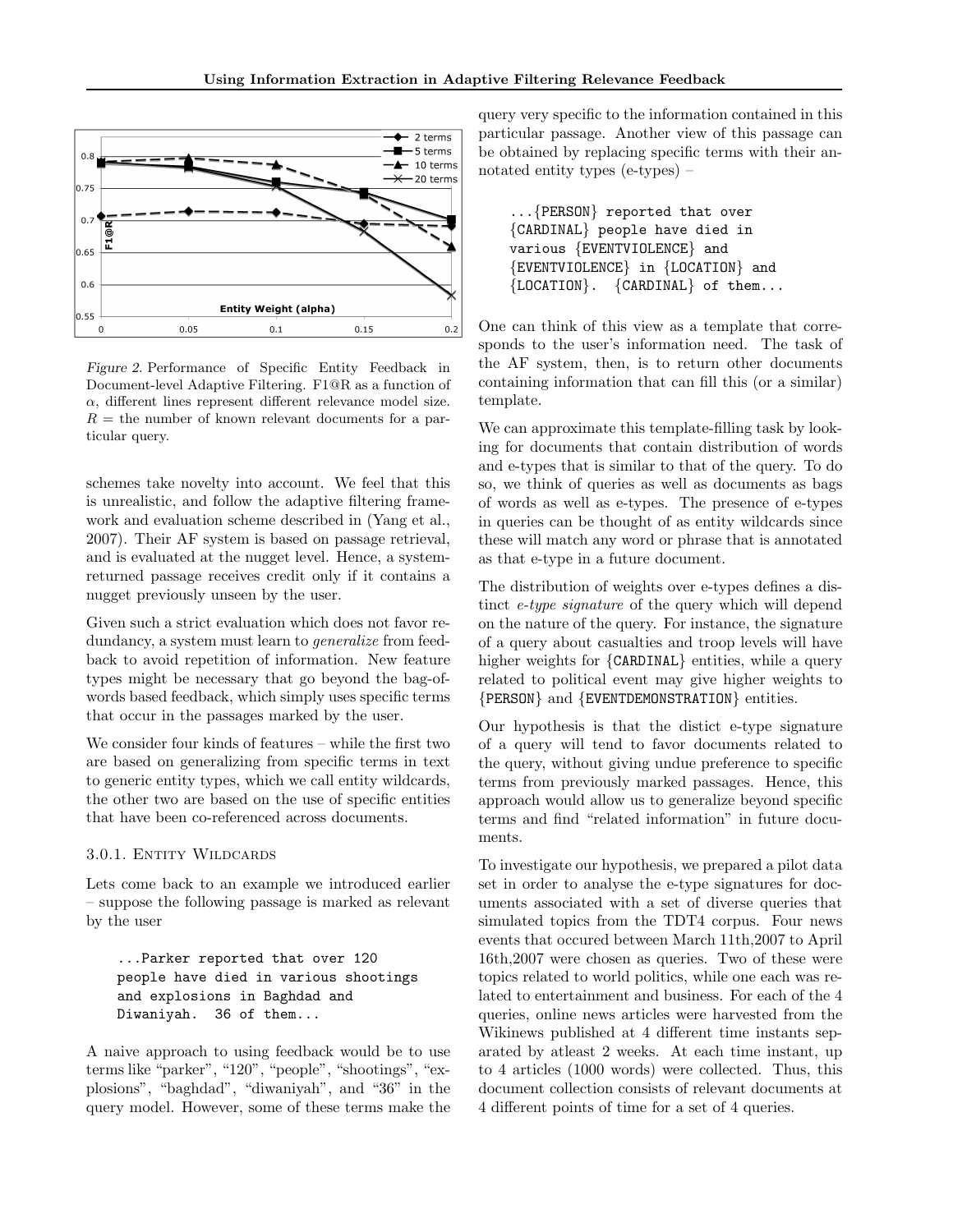Figure 2. Performance of Specific Entity Feedback in Document-level Adaptive Filtering. F1@R as a function of $\alpha$, different lines represent different relevance model size. $R$ = the number of known relevant documents for a particular query.

schemes take novelty into account. We feel that this is unrealistic, and follow the adaptive filtering framework and evaluation scheme described in (Yang et al., 2007). Their AF system is based on passage retrieval, and is evaluated at the nugget level. Hence, a system-returned passage receives credit only if it contains a nugget previously unseen by the user.

Given such a strict evaluation which does not favor redundancy, a system must learn to *generalize* from feedback to avoid repetition of information. New feature types might be necessary that go beyond the bag-of-words based feedback, which simply uses specific terms that occur in the passages marked by the user.

We consider four kinds of features – while the first two are based on generalizing from specific terms in text to generic entity types, which we call entity wildcards, the other two are based on the use of specific entities that have been co-referenced across documents.

### 3.0.1. Entity Wildcards

Lets come back to an example we introduced earlier – suppose the following passage is marked as relevant by the user

```
...Parker reported that over 120
people have died in various shootings
and explosions in Baghdad and
Diwaniyah.  36 of them...
```

A naive approach to using feedback would be to use terms like "parker", "120", "people", "shootings", "explosions", "baghdad", "diwaniyah", and "36" in the query model. However, some of these terms make the query very specific to the information contained in this particular passage. Another view of this passage can be obtained by replacing specific terms with their annotated entity types (e-types) –

```
...{PERSON} reported that over
{CARDINAL} people have died in
various {EVENTVIOLENCE} and
{EVENTVIOLENCE} in {LOCATION} and
{LOCATION}.  {CARDINAL} of them...
```

One can think of this view as a template that corresponds to the user's information need. The task of the AF system, then, is to return other documents containing information that can fill this (or a similar) template.

We can approximate this template-filling task by looking for documents that contain distribution of words and e-types that is similar to that of the query. To do so, we think of queries as well as documents as bags of words as well as e-types. The presence of e-types in queries can be thought of as entity wildcards since these will match any word or phrase that is annotated as that e-type in a future document.

The distribution of weights over e-types defines a distinct *e-type signature* of the query which will depend on the nature of the query. For instance, the signature of a query about casualties and troop levels will have higher weights for {CARDINAL} entities, while a query related to political event may give higher weights to {PERSON} and {EVENTDEMONSTRATION} entities.

Our hypothesis is that the distict e-type signature of a query will tend to favor documents related to the query, without giving undue preference to specific terms from previously marked passages. Hence, this approach would allow us to generalize beyond specific terms and find "related information" in future documents.

To investigate our hypothesis, we prepared a pilot data set in order to analyse the e-type signatures for documents associated with a set of diverse queries that simulated topics from the TDT4 corpus. Four news events that occured between March 11th,2007 to April 16th,2007 were chosen as queries. Two of these were topics related to world politics, while one each was related to entertainment and business. For each of the 4 queries, online news articles were harvested from the Wikinews published at 4 different time instants separated by atleast 2 weeks. At each time instant, up to 4 articles (1000 words) were collected. Thus, this document collection consists of relevant documents at 4 different points of time for a set of 4 queries.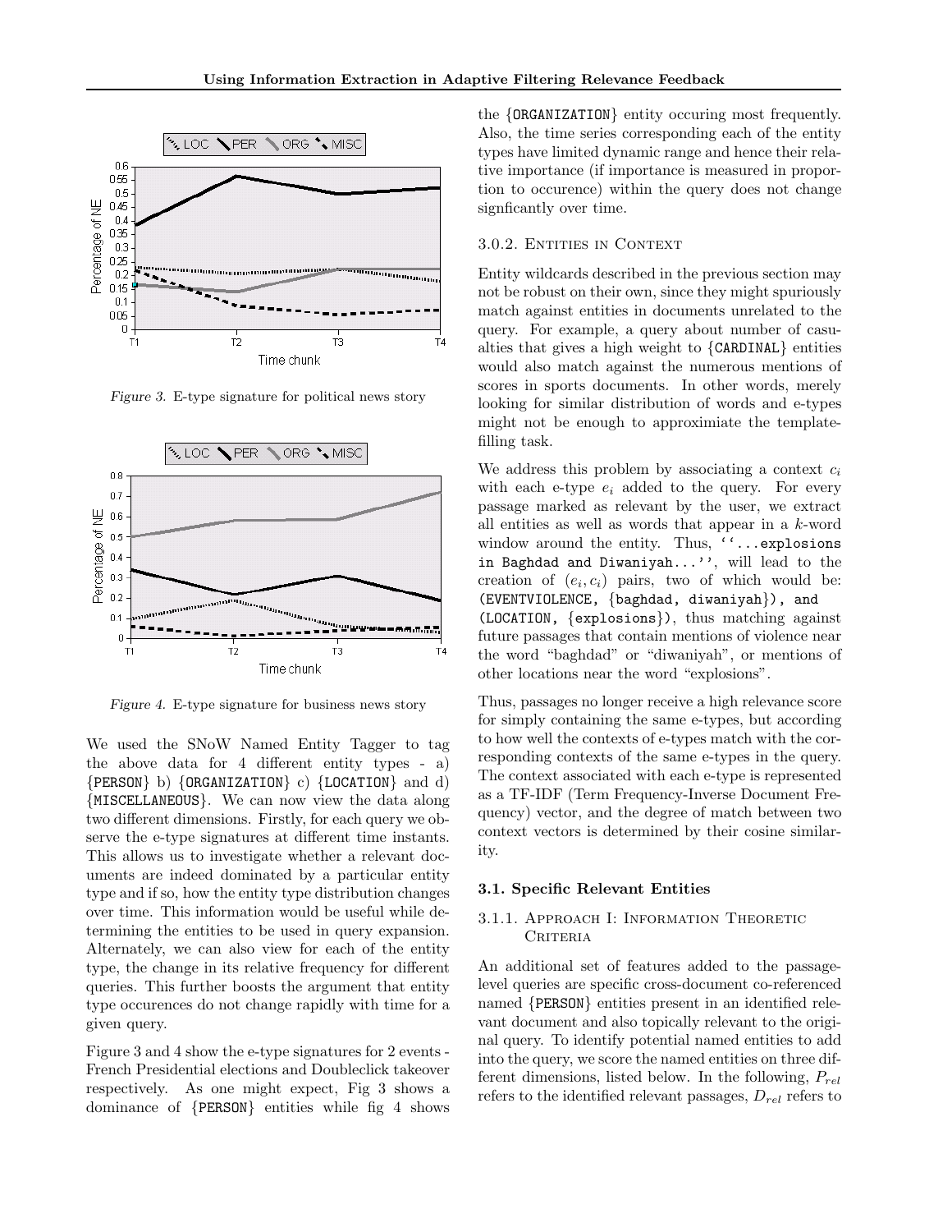*Figure 3.* E-type signature for political news story

*Figure 4.* E-type signature for business news story

We used the SNoW Named Entity Tagger to tag the above data for 4 different entity types - a) {PERSON} b) {ORGANIZATION} c) {LOCATION} and d) {MISCELLANEOUS}. We can now view the data along two different dimensions. Firstly, for each query we observe the e-type signatures at different time instants. This allows us to investigate whether a relevant documents are indeed dominated by a particular entity type and if so, how the entity type distribution changes over time. This information would be useful while determining the entities to be used in query expansion. Alternately, we can also view for each of the entity type, the change in its relative frequency for different queries. This further boosts the argument that entity type occurences do not change rapidly with time for a given query.

Figure 3 and 4 show the e-type signatures for 2 events - French Presidential elections and Doubleclick takeover respectively. As one might expect, Fig 3 shows a dominance of {PERSON} entities while fig 4 shows the {ORGANIZATION} entity occuring most frequently. Also, the time series corresponding each of the entity types have limited dynamic range and hence their relative importance (if importance is measured in proportion to occurence) within the query does not change signficantly over time.

#### 3.0.2. Entities in Context

Entity wildcards described in the previous section may not be robust on their own, since they might spuriously match against entities in documents unrelated to the query. For example, a query about number of casualties that gives a high weight to {CARDINAL} entities would also match against the numerous mentions of scores in sports documents. In other words, merely looking for similar distribution of words and e-types might not be enough to approximiate the template-filling task.

We address this problem by associating a context $c_i$ with each e-type $e_i$ added to the query. For every passage marked as relevant by the user, we extract all entities as well as words that appear in a $k$-word window around the entity. Thus, ''...explosions in Baghdad and Diwaniyah...'', will lead to the creation of $(e_i, c_i)$ pairs, two of which would be: (EVENTVIOLENCE, {baghdad, diwaniyah}), and (LOCATION, {explosions}), thus matching against future passages that contain mentions of violence near the word "baghdad" or "diwaniyah", or mentions of other locations near the word "explosions".

Thus, passages no longer receive a high relevance score for simply containing the same e-types, but according to how well the contexts of e-types match with the corresponding contexts of the same e-types in the query. The context associated with each e-type is represented as a TF-IDF (Term Frequency-Inverse Document Frequency) vector, and the degree of match between two context vectors is determined by their cosine similarity.

### 3.1. Specific Relevant Entities

#### 3.1.1. Approach I: Information Theoretic Criteria

An additional set of features added to the passage-level queries are specific cross-document co-referenced named {PERSON} entities present in an identified relevant document and also topically relevant to the original query. To identify potential named entities to add into the query, we score the named entities on three different dimensions, listed below. In the following, $P_{rel}$ refers to the identified relevant passages, $D_{rel}$ refers to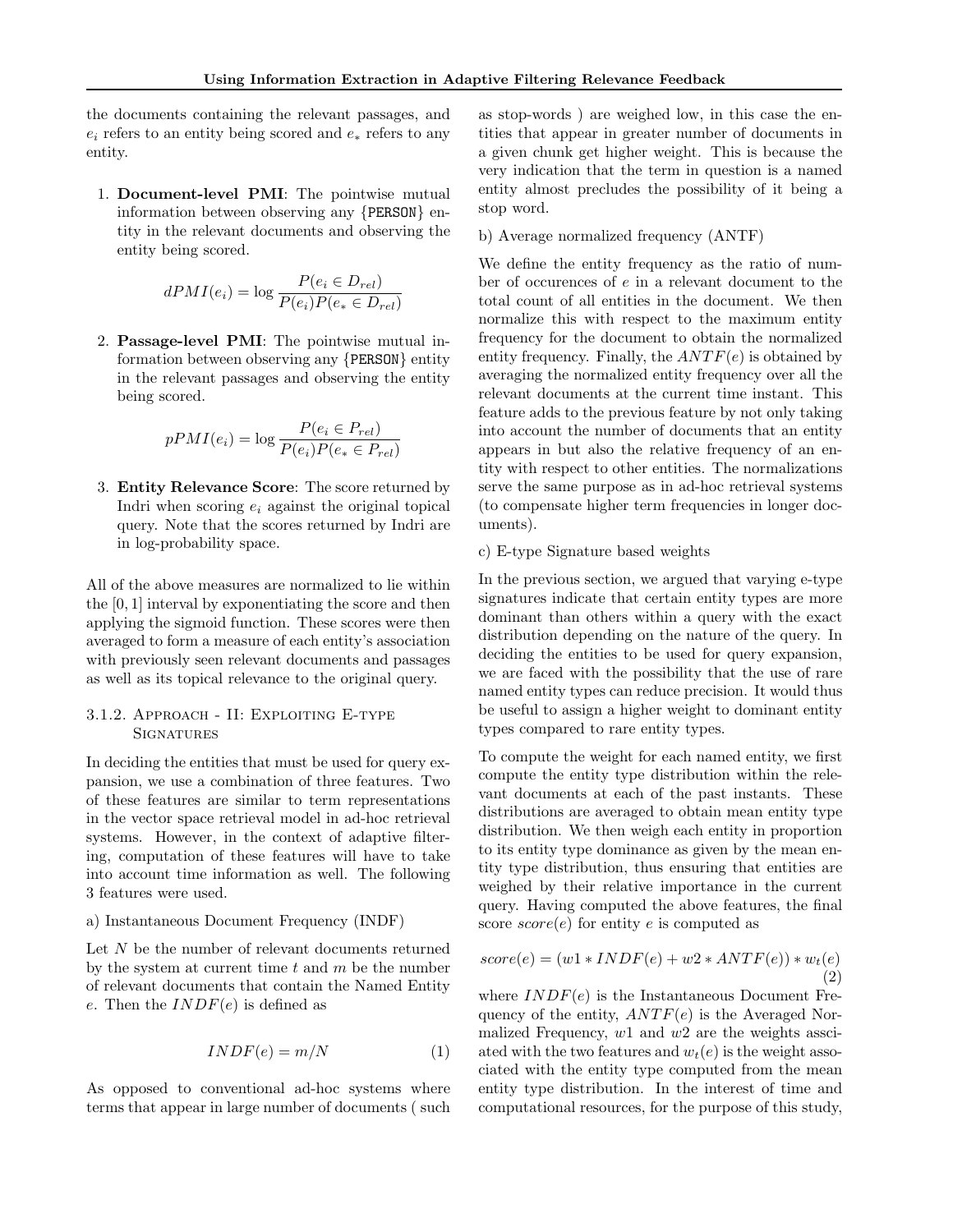the documents containing the relevant passages, and $e_i$ refers to an entity being scored and $e_*$ refers to any entity.

1. **Document-level PMI**: The pointwise mutual information between observing any {PERSON} entity in the relevant documents and observing the entity being scored.

$$dPMI(e_i) = \log \frac{P(e_i \in D_{rel})}{P(e_i)P(e_* \in D_{rel})}$$

2. **Passage-level PMI**: The pointwise mutual information between observing any {PERSON} entity in the relevant passages and observing the entity being scored.

$$pPMI(e_i) = \log \frac{P(e_i \in P_{rel})}{P(e_i)P(e_* \in P_{rel})}$$

3. **Entity Relevance Score**: The score returned by Indri when scoring $e_i$ against the original topical query. Note that the scores returned by Indri are in log-probability space.

All of the above measures are normalized to lie within the $[0, 1]$ interval by exponentiating the score and then applying the sigmoid function. These scores were then averaged to form a measure of each entity's association with previously seen relevant documents and passages as well as its topical relevance to the original query.

### 3.1.2. Approach - II: Exploiting E-type Signatures

In deciding the entities that must be used for query expansion, we use a combination of three features. Two of these features are similar to term representations in the vector space retrieval model in ad-hoc retrieval systems. However, in the context of adaptive filtering, computation of these features will have to take into account time information as well. The following 3 features were used.

a) Instantaneous Document Frequency (INDF)

Let $N$ be the number of relevant documents returned by the system at current time $t$ and $m$ be the number of relevant documents that contain the Named Entity $e$. Then the $INDF(e)$ is defined as

$$INDF(e) = m/N \tag{1}$$

As opposed to conventional ad-hoc systems where terms that appear in large number of documents ( such as stop-words ) are weighed low, in this case the entities that appear in greater number of documents in a given chunk get higher weight. This is because the very indication that the term in question is a named entity almost precludes the possibility of it being a stop word.

b) Average normalized frequency (ANTF)

We define the entity frequency as the ratio of number of occurences of $e$ in a relevant document to the total count of all entities in the document. We then normalize this with respect to the maximum entity frequency for the document to obtain the normalized entity frequency. Finally, the $ANTF(e)$ is obtained by averaging the normalized entity frequency over all the relevant documents at the current time instant. This feature adds to the previous feature by not only taking into account the number of documents that an entity appears in but also the relative frequency of an entity with respect to other entities. The normalizations serve the same purpose as in ad-hoc retrieval systems (to compensate higher term frequencies in longer documents).

c) E-type Signature based weights

In the previous section, we argued that varying e-type signatures indicate that certain entity types are more dominant than others within a query with the exact distribution depending on the nature of the query. In deciding the entities to be used for query expansion, we are faced with the possibility that the use of rare named entity types can reduce precision. It would thus be useful to assign a higher weight to dominant entity types compared to rare entity types.

To compute the weight for each named entity, we first compute the entity type distribution within the relevant documents at each of the past instants. These distributions are averaged to obtain mean entity type distribution. We then weigh each entity in proportion to its entity type dominance as given by the mean entity type distribution, thus ensuring that entities are weighed by their relative importance in the current query. Having computed the above features, the final score $score(e)$ for entity $e$ is computed as

$$score(e) = (w1 * INDF(e) + w2 * ANTF(e)) * w_t(e) \tag{2}$$

where $INDF(e)$ is the Instantaneous Document Frequency of the entity, $ANTF(e)$ is the Averaged Normalized Frequency, $w1$ and $w2$ are the weights assciated with the two features and $w_t(e)$ is the weight associated with the entity type computed from the mean entity type distribution. In the interest of time and computational resources, for the purpose of this study,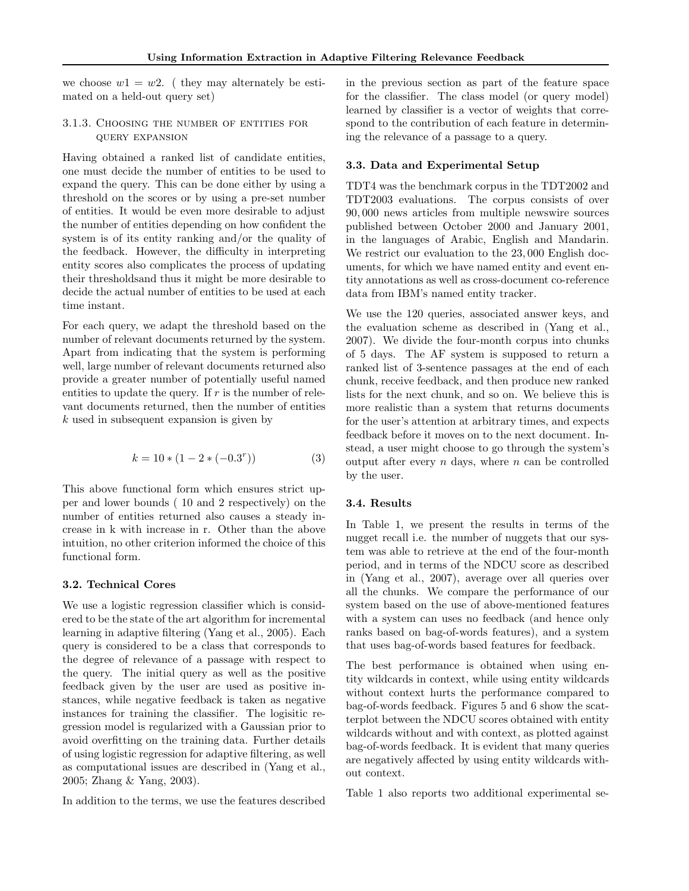we choose $w1 = w2$. ( they may alternately be estimated on a held-out query set)

#### 3.1.3. Choosing the number of entities for query expansion

Having obtained a ranked list of candidate entities, one must decide the number of entities to be used to expand the query. This can be done either by using a threshold on the scores or by using a pre-set number of entities. It would be even more desirable to adjust the number of entities depending on how confident the system is of its entity ranking and/or the quality of the feedback. However, the difficulty in interpreting entity scores also complicates the process of updating their thresholdsand thus it might be more desirable to decide the actual number of entities to be used at each time instant.

For each query, we adapt the threshold based on the number of relevant documents returned by the system. Apart from indicating that the system is performing well, large number of relevant documents returned also provide a greater number of potentially useful named entities to update the query. If $r$ is the number of relevant documents returned, then the number of entities $k$ used in subsequent expansion is given by

$$k = 10 * (1 - 2 * (-0.3^r)) \tag{3}$$

This above functional form which ensures strict upper and lower bounds ( 10 and 2 respectively) on the number of entities returned also causes a steady increase in k with increase in r. Other than the above intuition, no other criterion informed the choice of this functional form.

### 3.2. Technical Cores

We use a logistic regression classifier which is considered to be the state of the art algorithm for incremental learning in adaptive filtering (Yang et al., 2005). Each query is considered to be a class that corresponds to the degree of relevance of a passage with respect to the query. The initial query as well as the positive feedback given by the user are used as positive instances, while negative feedback is taken as negative instances for training the classifier. The logisitic regression model is regularized with a Gaussian prior to avoid overfitting on the training data. Further details of using logistic regression for adaptive filtering, as well as computational issues are described in (Yang et al., 2005; Zhang & Yang, 2003).

In addition to the terms, we use the features described in the previous section as part of the feature space for the classifier. The class model (or query model) learned by classifier is a vector of weights that correspond to the contribution of each feature in determining the relevance of a passage to a query.

### 3.3. Data and Experimental Setup

TDT4 was the benchmark corpus in the TDT2002 and TDT2003 evaluations. The corpus consists of over 90,000 news articles from multiple newswire sources published between October 2000 and January 2001, in the languages of Arabic, English and Mandarin. We restrict our evaluation to the 23,000 English documents, for which we have named entity and event entity annotations as well as cross-document co-reference data from IBM's named entity tracker.

We use the 120 queries, associated answer keys, and the evaluation scheme as described in (Yang et al., 2007). We divide the four-month corpus into chunks of 5 days. The AF system is supposed to return a ranked list of 3-sentence passages at the end of each chunk, receive feedback, and then produce new ranked lists for the next chunk, and so on. We believe this is more realistic than a system that returns documents for the user's attention at arbitrary times, and expects feedback before it moves on to the next document. Instead, a user might choose to go through the system's output after every $n$ days, where $n$ can be controlled by the user.

### 3.4. Results

In Table 1, we present the results in terms of the nugget recall i.e. the number of nuggets that our system was able to retrieve at the end of the four-month period, and in terms of the NDCU score as described in (Yang et al., 2007), average over all queries over all the chunks. We compare the performance of our system based on the use of above-mentioned features with a system can uses no feedback (and hence only ranks based on bag-of-words features), and a system that uses bag-of-words based features for feedback.

The best performance is obtained when using entity wildcards in context, while using entity wildcards without context hurts the performance compared to bag-of-words feedback. Figures 5 and 6 show the scatterplot between the NDCU scores obtained with entity wildcards without and with context, as plotted against bag-of-words feedback. It is evident that many queries are negatively affected by using entity wildcards without context.

Table 1 also reports two additional experimental se-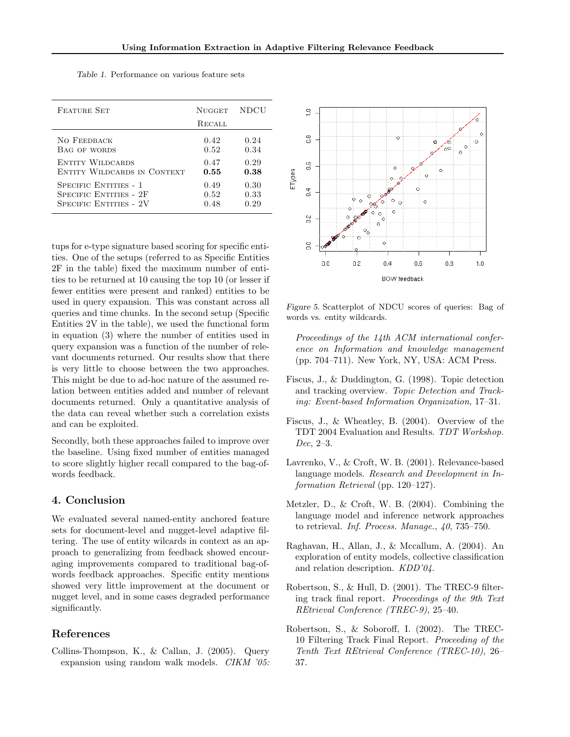Table 1. Performance on various feature sets

| Feature Set | Nugget Recall | NDCU |
|---|---|---|
| No Feedback | 0.42 | 0.24 |
| Bag of words | 0.52 | 0.34 |
| Entity Wildcards | 0.47 | 0.29 |
| Entity Wildcards in Context | **0.55** | **0.38** |
| Specific Entities - 1 | 0.49 | 0.30 |
| Specific Entities - 2F | 0.52 | 0.33 |
| Specific Entities - 2V | 0.48 | 0.29 |

tups for e-type signature based scoring for specific entities. One of the setups (referred to as Specific Entities 2F in the table) fixed the maximum number of entities to be returned at 10 causing the top 10 (or lesser if fewer entities were present and ranked) entities to be used in query expansion. This was constant across all queries and time chunks. In the second setup (Specific Entities 2V in the table), we used the functional form in equation (3) where the number of entities used in query expansion was a function of the number of relevant documents returned. Our results show that there is very little to choose between the two approaches. This might be due to ad-hoc nature of the assumed relation between entities added and number of relevant documents returned. Only a quantitative analysis of the data can reveal whether such a correlation exists and can be exploited.

Secondly, both these approaches failed to improve over the baseline. Using fixed number of entities managed to score slightly higher recall compared to the bag-of-words feedback.

## 4. Conclusion

We evaluated several named-entity anchored feature sets for document-level and nugget-level adaptive filtering. The use of entity wilcards in context as an approach to generalizing from feedback showed encouraging improvements compared to traditional bag-of-words feedback approaches. Specific entity mentions showed very little improvement at the document or nugget level, and in some cases degraded performance significantly.

## References

Collins-Thompson, K., & Callan, J. (2005). Query expansion using random walk models. *CIKM '05: Proceedings of the 14th ACM international conference on Information and knowledge management* (pp. 704–711). New York, NY, USA: ACM Press.

Fiscus, J., & Duddington, G. (1998). Topic detection and tracking overview. *Topic Detection and Tracking: Event-based Information Organization*, 17–31.

Fiscus, J., & Wheatley, B. (2004). Overview of the TDT 2004 Evaluation and Results. *TDT Workshop. Dec*, 2–3.

Lavrenko, V., & Croft, W. B. (2001). Relevance-based language models. *Research and Development in Information Retrieval* (pp. 120–127).

Metzler, D., & Croft, W. B. (2004). Combining the language model and inference network approaches to retrieval. *Inf. Process. Manage.*, *40*, 735–750.

Raghavan, H., Allan, J., & Mccallum, A. (2004). An exploration of entity models, collective classification and relation description. *KDD'04*.

Robertson, S., & Hull, D. (2001). The TREC-9 filtering track final report. *Proceedings of the 9th Text REtrieval Conference (TREC-9)*, 25–40.

Robertson, S., & Soboroff, I. (2002). The TREC-10 Filtering Track Final Report. *Proceeding of the Tenth Text REtrieval Conference (TREC-10)*, 26–37.

Figure 5. Scatterplot of NDCU scores of queries: Bag of words vs. entity wildcards.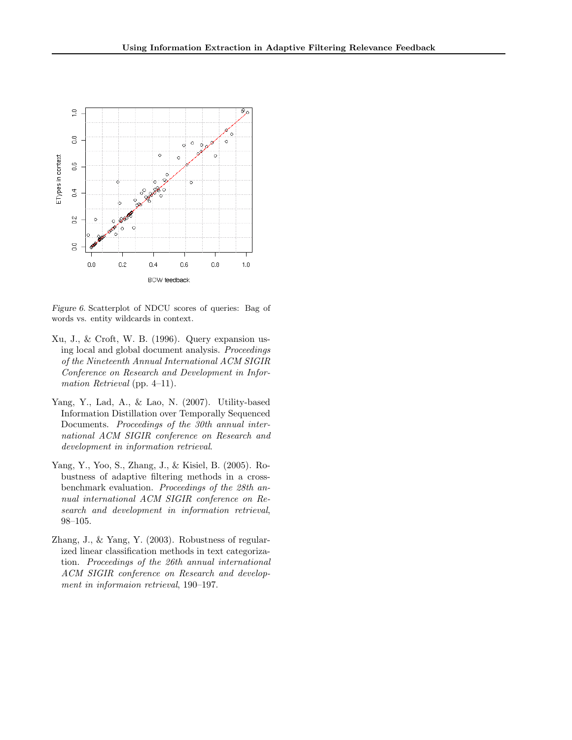ETypes in context

1.0

0.8

0.6

0.4

0.2

0.0

0.0 0.2 0.4 0.6 0.8 1.0

BOW feedback

*Figure 6.* Scatterplot of NDCU scores of queries: Bag of words vs. entity wildcards in context.

Xu, J., & Croft, W. B. (1996). Query expansion using local and global document analysis. *Proceedings of the Nineteenth Annual International ACM SIGIR Conference on Research and Development in Information Retrieval* (pp. 4–11).

Yang, Y., Lad, A., & Lao, N. (2007). Utility-based Information Distillation over Temporally Sequenced Documents. *Proceedings of the 30th annual international ACM SIGIR conference on Research and development in information retrieval*.

Yang, Y., Yoo, S., Zhang, J., & Kisiel, B. (2005). Robustness of adaptive filtering methods in a cross-benchmark evaluation. *Proceedings of the 28th annual international ACM SIGIR conference on Research and development in information retrieval*, 98–105.

Zhang, J., & Yang, Y. (2003). Robustness of regularized linear classification methods in text categorization. *Proceedings of the 26th annual international ACM SIGIR conference on Research and development in informaion retrieval*, 190–197.